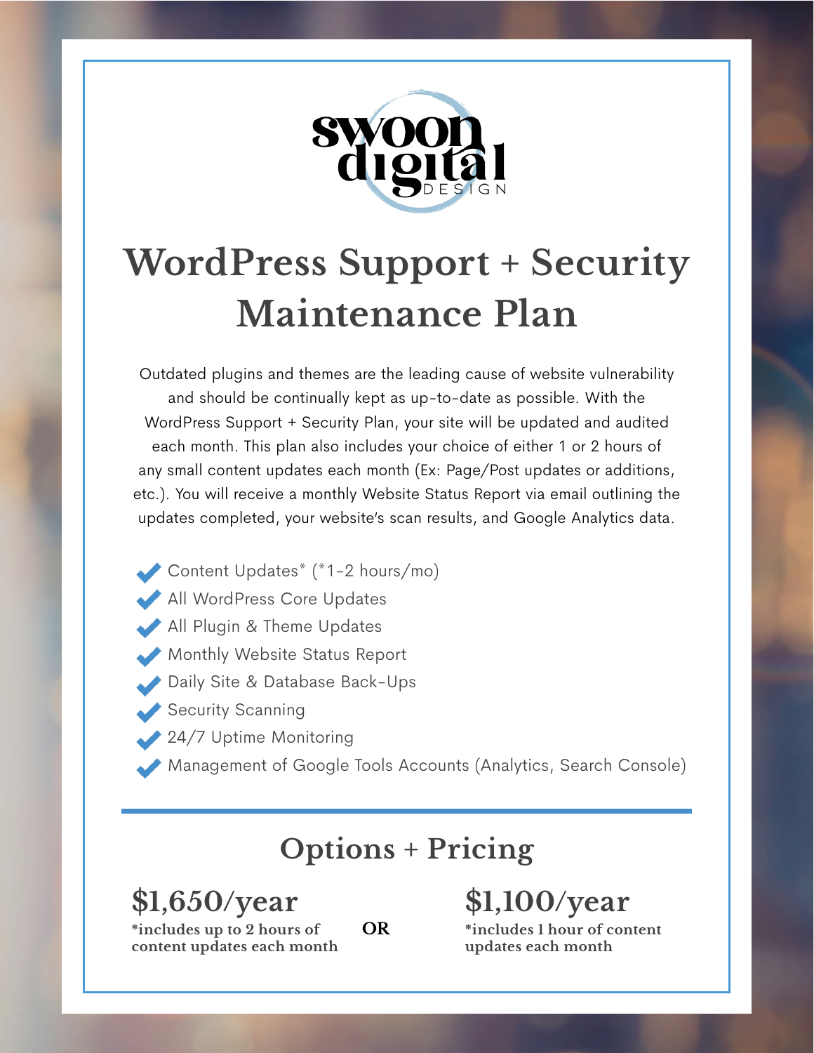swoon digital DESIGN

# WordPress Support + Security Maintenance Plan

Outdated plugins and themes are the leading cause of website vulnerability and should be continually kept as up-to-date as possible. With the WordPress Support + Security Plan, your site will be updated and audited each month. This plan also includes your choice of either 1 or 2 hours of any small content updates each month (Ex: Page/Post updates or additions, etc.). You will receive a monthly Website Status Report via email outlining the updates completed, your website's scan results, and Google Analytics data.

- Content Updates* (*1-2 hours/mo)
- All WordPress Core Updates
- All Plugin & Theme Updates
- Monthly Website Status Report
- Daily Site & Database Back-Ups
- Security Scanning
- 24/7 Uptime Monitoring
- Management of Google Tools Accounts (Analytics, Search Console)

---

## Options + Pricing

**$1,650/year**
***includes up to 2 hours of content updates each month**

**OR**

**$1,100/year**
***includes 1 hour of content updates each month**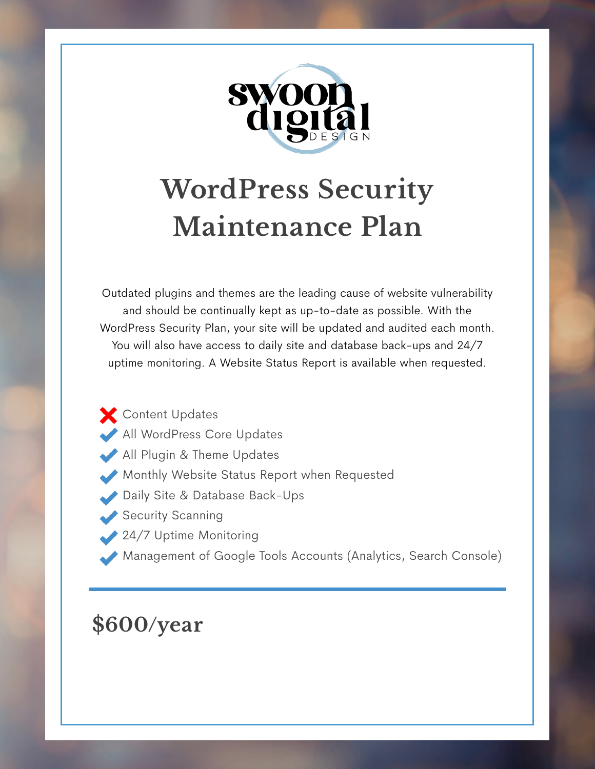swoon digital DESIGN

# WordPress Security Maintenance Plan

Outdated plugins and themes are the leading cause of website vulnerability and should be continually kept as up-to-date as possible. With the WordPress Security Plan, your site will be updated and audited each month. You will also have access to daily site and database back-ups and 24/7 uptime monitoring. A Website Status Report is available when requested.

- ❌ Content Updates
- ✔ All WordPress Core Updates
- ✔ All Plugin & Theme Updates
- ✔ ~~Monthly~~ Website Status Report when Requested
- ✔ Daily Site & Database Back-Ups
- ✔ Security Scanning
- ✔ 24/7 Uptime Monitoring
- ✔ Management of Google Tools Accounts (Analytics, Search Console)

---

## $600/year